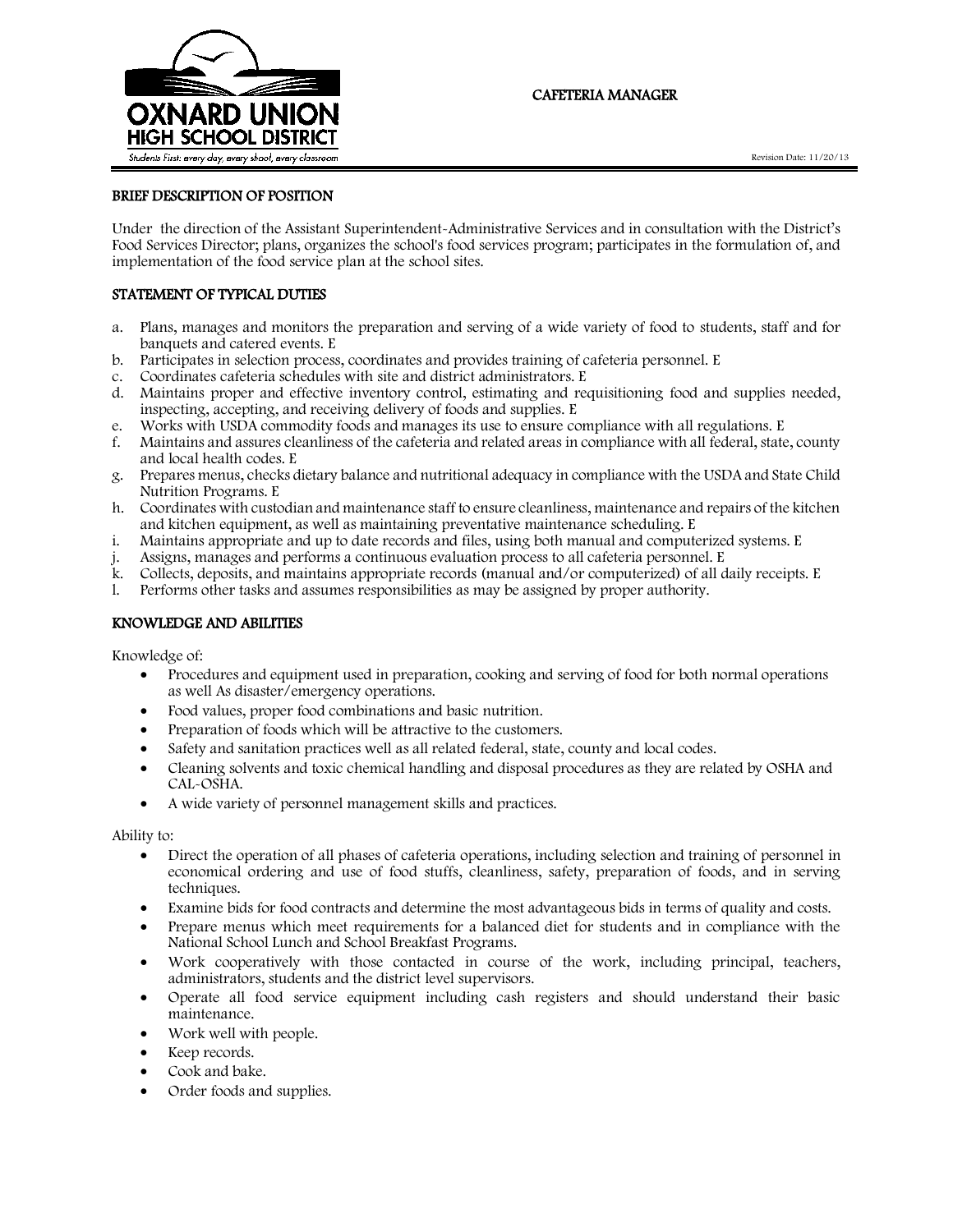# CAFETERIA MANAGER

Revision Date: 11/20/13

## BRIEF DESCRIPTION OF POSITION

Under the direction of the Assistant Superintendent-Administrative Services and in consultation with the District's Food Services Director; plans, organizes the school's food services program; participates in the formulation of, and implementation of the food service plan at the school sites.

## STATEMENT OF TYPICAL DUTIES

a. Plans, manages and monitors the preparation and serving of a wide variety of food to students, staff and for banquets and catered events. E
b. Participates in selection process, coordinates and provides training of cafeteria personnel. E
c. Coordinates cafeteria schedules with site and district administrators. E
d. Maintains proper and effective inventory control, estimating and requisitioning food and supplies needed, inspecting, accepting, and receiving delivery of foods and supplies. E
e. Works with USDA commodity foods and manages its use to ensure compliance with all regulations. E
f. Maintains and assures cleanliness of the cafeteria and related areas in compliance with all federal, state, county and local health codes. E
g. Prepares menus, checks dietary balance and nutritional adequacy in compliance with the USDA and State Child Nutrition Programs. E
h. Coordinates with custodian and maintenance staff to ensure cleanliness, maintenance and repairs of the kitchen and kitchen equipment, as well as maintaining preventative maintenance scheduling. E
i. Maintains appropriate and up to date records and files, using both manual and computerized systems. E
j. Assigns, manages and performs a continuous evaluation process to all cafeteria personnel. E
k. Collects, deposits, and maintains appropriate records (manual and/or computerized) of all daily receipts. E
l. Performs other tasks and assumes responsibilities as may be assigned by proper authority.

## KNOWLEDGE AND ABILITIES

Knowledge of:

- Procedures and equipment used in preparation, cooking and serving of food for both normal operations as well As disaster/emergency operations.
- Food values, proper food combinations and basic nutrition.
- Preparation of foods which will be attractive to the customers.
- Safety and sanitation practices well as all related federal, state, county and local codes.
- Cleaning solvents and toxic chemical handling and disposal procedures as they are related by OSHA and CAL-OSHA.
- A wide variety of personnel management skills and practices.

Ability to:

- Direct the operation of all phases of cafeteria operations, including selection and training of personnel in economical ordering and use of food stuffs, cleanliness, safety, preparation of foods, and in serving techniques.
- Examine bids for food contracts and determine the most advantageous bids in terms of quality and costs.
- Prepare menus which meet requirements for a balanced diet for students and in compliance with the National School Lunch and School Breakfast Programs.
- Work cooperatively with those contacted in course of the work, including principal, teachers, administrators, students and the district level supervisors.
- Operate all food service equipment including cash registers and should understand their basic maintenance.
- Work well with people.
- Keep records.
- Cook and bake.
- Order foods and supplies.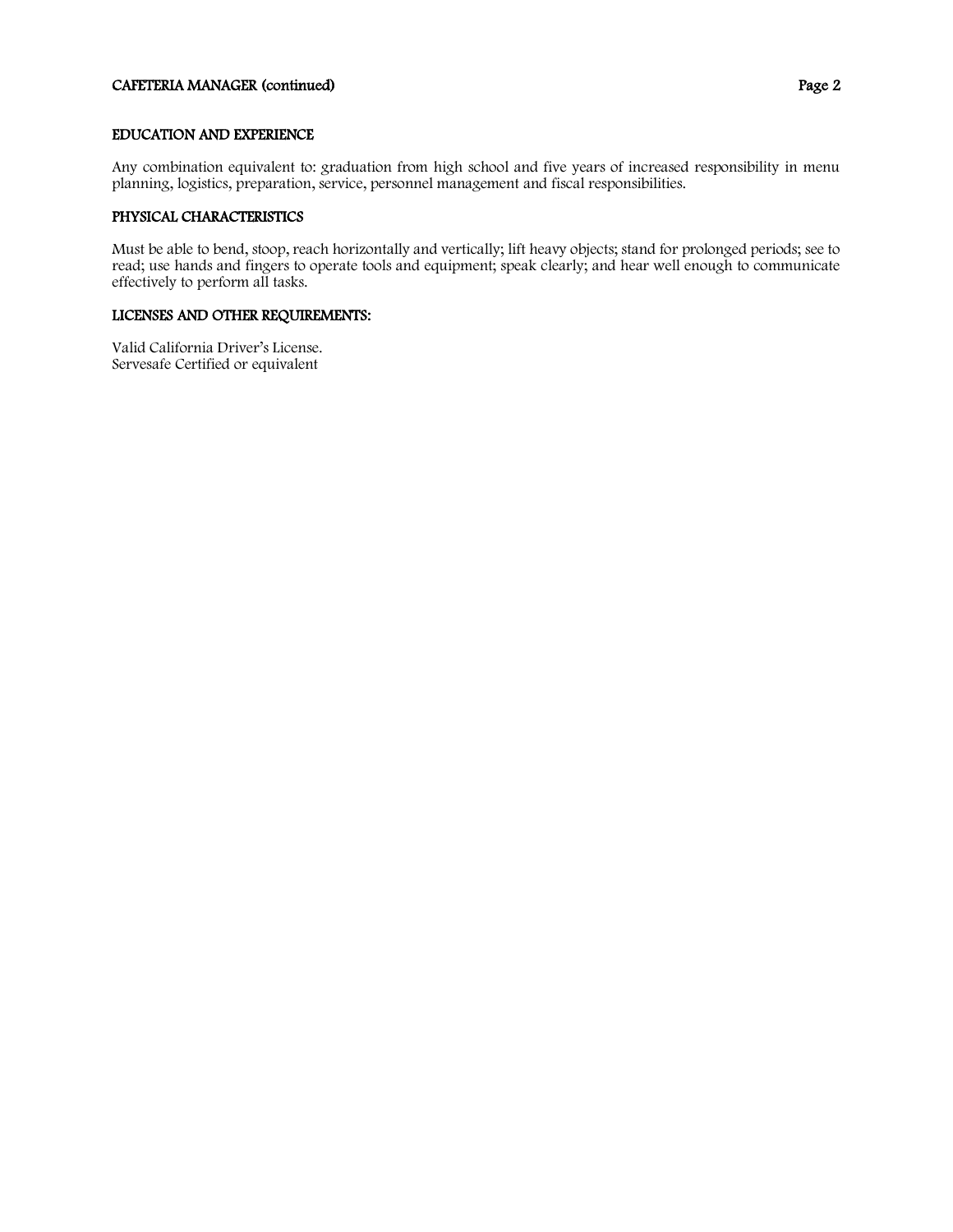### EDUCATION AND EXPERIENCE

Any combination equivalent to: graduation from high school and five years of increased responsibility in menu planning, logistics, preparation, service, personnel management and fiscal responsibilities.

### PHYSICAL CHARACTERISTICS

Must be able to bend, stoop, reach horizontally and vertically; lift heavy objects; stand for prolonged periods; see to read; use hands and fingers to operate tools and equipment; speak clearly; and hear well enough to communicate effectively to perform all tasks.

### LICENSES AND OTHER REQUIREMENTS:

Valid California Driver's License.
Servesafe Certified or equivalent